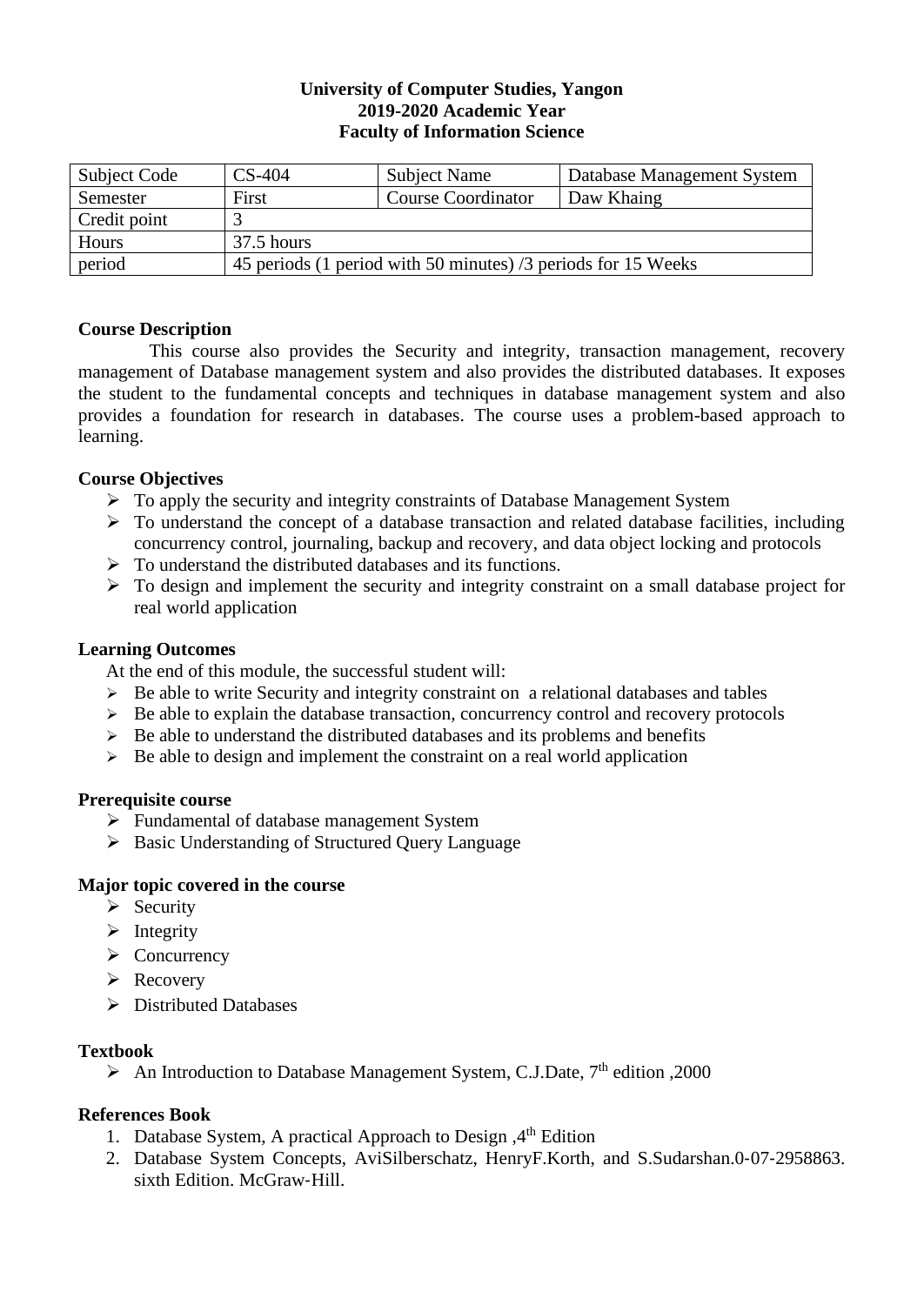**University of Computer Studies, Yangon**
**2019-2020 Academic Year**
**Faculty of Information Science**

| Subject Code | CS-404 | Subject Name | Database Management System |
| --- | --- | --- | --- |
| Semester | First | Course Coordinator | Daw Khaing |
| Credit point | 3 | | |
| Hours | 37.5 hours | | |
| period | 45 periods (1 period with 50 minutes) /3 periods for 15 Weeks | | |

### Course Description

This course also provides the Security and integrity, transaction management, recovery management of Database management system and also provides the distributed databases. It exposes the student to the fundamental concepts and techniques in database management system and also provides a foundation for research in databases. The course uses a problem-based approach to learning.

### Course Objectives

- To apply the security and integrity constraints of Database Management System
- To understand the concept of a database transaction and related database facilities, including concurrency control, journaling, backup and recovery, and data object locking and protocols
- To understand the distributed databases and its functions.
- To design and implement the security and integrity constraint on a small database project for real world application

### Learning Outcomes

At the end of this module, the successful student will:

- Be able to write Security and integrity constraint on a relational databases and tables
- Be able to explain the database transaction, concurrency control and recovery protocols
- Be able to understand the distributed databases and its problems and benefits
- Be able to design and implement the constraint on a real world application

### Prerequisite course

- Fundamental of database management System
- Basic Understanding of Structured Query Language

### Major topic covered in the course

- Security
- Integrity
- Concurrency
- Recovery
- Distributed Databases

### Textbook

- An Introduction to Database Management System, C.J.Date, 7th edition ,2000

### References Book

1. Database System, A practical Approach to Design ,4th Edition
2. Database System Concepts, AviSilberschatz, HenryF.Korth, and S.Sudarshan.0-07-2958863. sixth Edition. McGraw-Hill.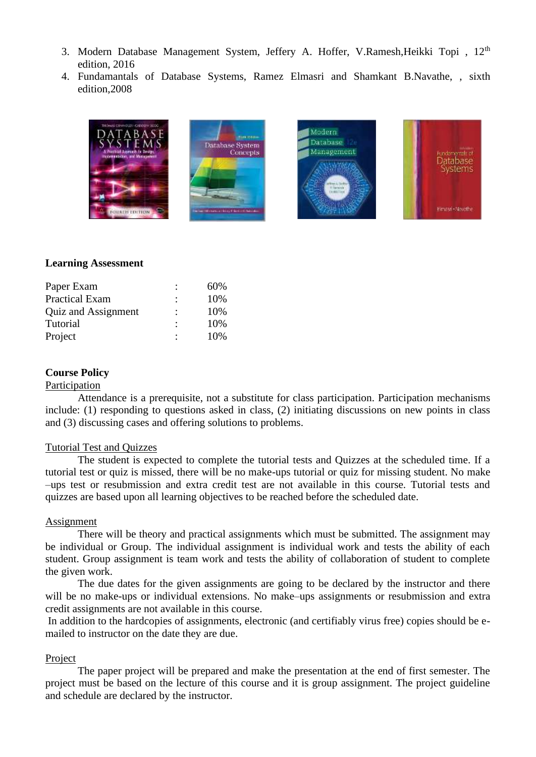3. Modern Database Management System, Jeffery A. Hoffer, V.Ramesh,Heikki Topi , 12th edition, 2016
4. Fundamantals of Database Systems, Ramez Elmasri and Shamkant B.Navathe, , sixth edition,2008

**Learning Assessment**

| | | |
|---|---|---|
| Paper Exam | : | 60% |
| Practical Exam | : | 10% |
| Quiz and Assignment | : | 10% |
| Tutorial | : | 10% |
| Project | : | 10% |

**Course Policy**

Participation

Attendance is a prerequisite, not a substitute for class participation. Participation mechanisms include: (1) responding to questions asked in class, (2) initiating discussions on new points in class and (3) discussing cases and offering solutions to problems.

Tutorial Test and Quizzes

The student is expected to complete the tutorial tests and Quizzes at the scheduled time. If a tutorial test or quiz is missed, there will be no make-ups tutorial or quiz for missing student. No make –ups test or resubmission and extra credit test are not available in this course. Tutorial tests and quizzes are based upon all learning objectives to be reached before the scheduled date.

Assignment

There will be theory and practical assignments which must be submitted. The assignment may be individual or Group. The individual assignment is individual work and tests the ability of each student. Group assignment is team work and tests the ability of collaboration of student to complete the given work.

The due dates for the given assignments are going to be declared by the instructor and there will be no make-ups or individual extensions. No make–ups assignments or resubmission and extra credit assignments are not available in this course.

In addition to the hardcopies of assignments, electronic (and certifiably virus free) copies should be e-mailed to instructor on the date they are due.

Project

The paper project will be prepared and make the presentation at the end of first semester. The project must be based on the lecture of this course and it is group assignment. The project guideline and schedule are declared by the instructor.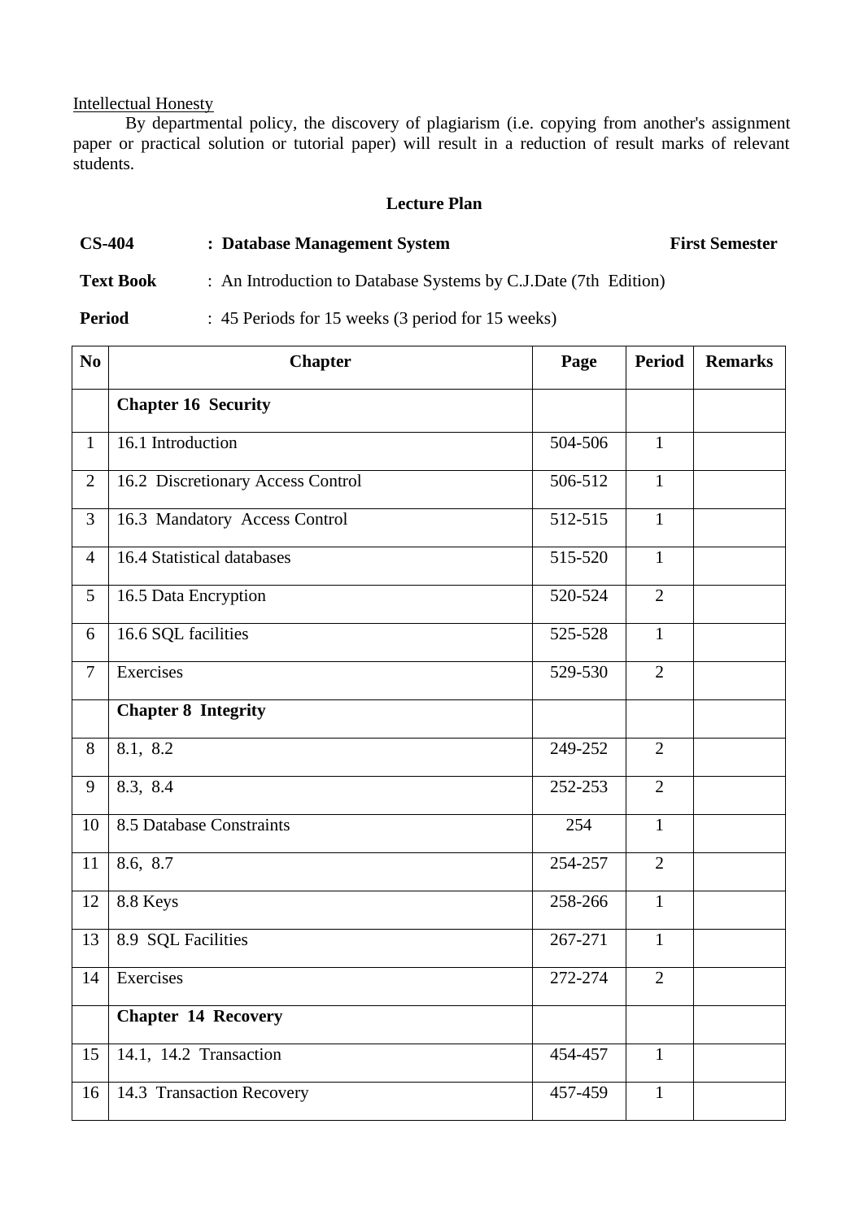<u>Intellectual Honesty</u>

By departmental policy, the discovery of plagiarism (i.e. copying from another's assignment paper or practical solution or tutorial paper) will result in a reduction of result marks of relevant students.

**Lecture Plan**

**CS-404** : **Database Management System** **First Semester**

**Text Book** : An Introduction to Database Systems by C.J.Date (7th Edition)

**Period** : 45 Periods for 15 weeks (3 period for 15 weeks)

| No | Chapter | Page | Period | Remarks |
|---|---|---|---|---|
| | **Chapter 16 Security** | | | |
| 1 | 16.1 Introduction | 504-506 | 1 | |
| 2 | 16.2 Discretionary Access Control | 506-512 | 1 | |
| 3 | 16.3 Mandatory Access Control | 512-515 | 1 | |
| 4 | 16.4 Statistical databases | 515-520 | 1 | |
| 5 | 16.5 Data Encryption | 520-524 | 2 | |
| 6 | 16.6 SQL facilities | 525-528 | 1 | |
| 7 | Exercises | 529-530 | 2 | |
| | **Chapter 8 Integrity** | | | |
| 8 | 8.1, 8.2 | 249-252 | 2 | |
| 9 | 8.3, 8.4 | 252-253 | 2 | |
| 10 | 8.5 Database Constraints | 254 | 1 | |
| 11 | 8.6, 8.7 | 254-257 | 2 | |
| 12 | 8.8 Keys | 258-266 | 1 | |
| 13 | 8.9 SQL Facilities | 267-271 | 1 | |
| 14 | Exercises | 272-274 | 2 | |
| | **Chapter 14 Recovery** | | | |
| 15 | 14.1, 14.2 Transaction | 454-457 | 1 | |
| 16 | 14.3 Transaction Recovery | 457-459 | 1 | |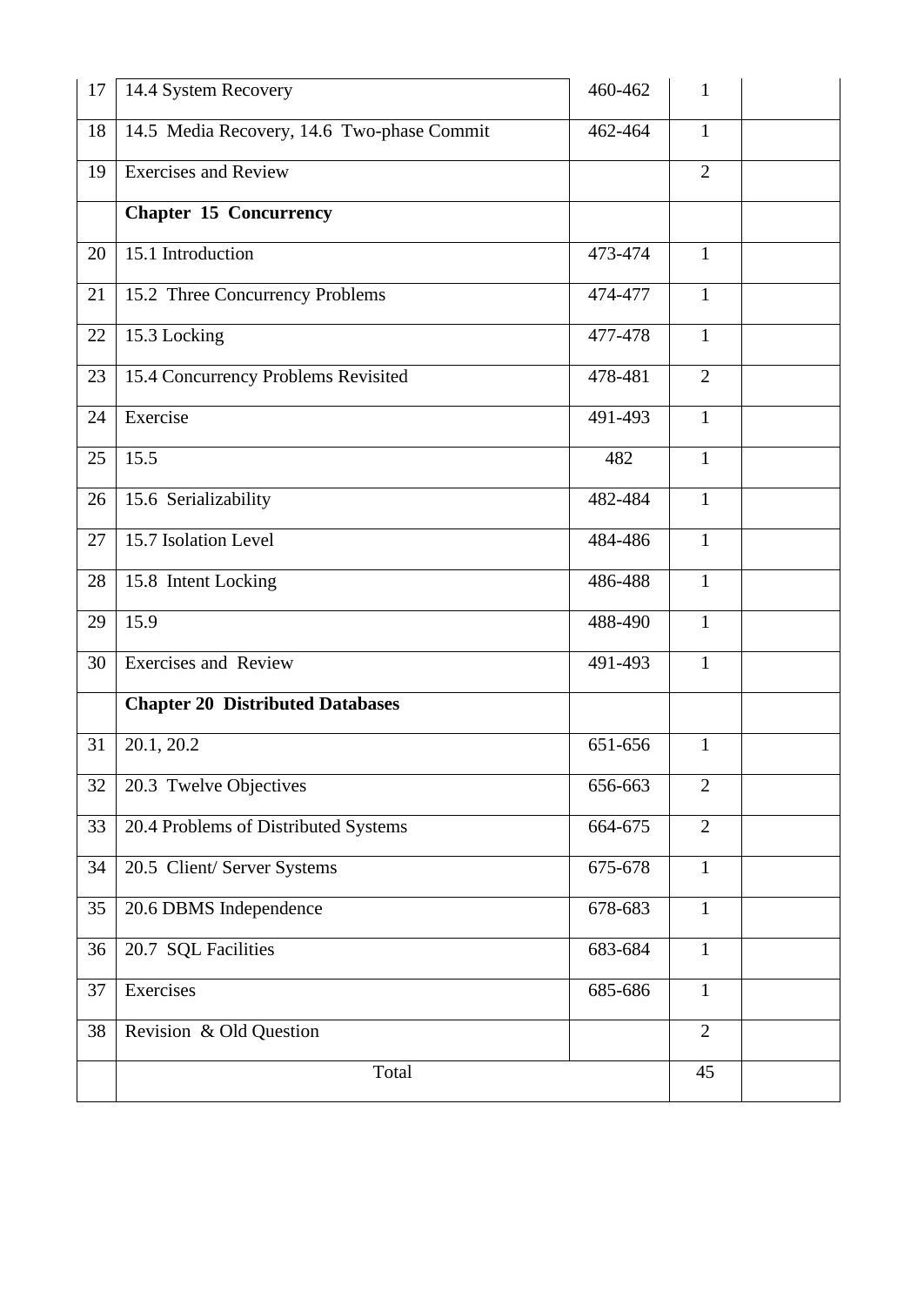| | | | | |
|---|---|---|---|---|
| 17 | 14.4 System Recovery | 460-462 | 1 | |
| 18 | 14.5 Media Recovery, 14.6 Two-phase Commit | 462-464 | 1 | |
| 19 | Exercises and Review | | 2 | |
| | **Chapter 15 Concurrency** | | | |
| 20 | 15.1 Introduction | 473-474 | 1 | |
| 21 | 15.2 Three Concurrency Problems | 474-477 | 1 | |
| 22 | 15.3 Locking | 477-478 | 1 | |
| 23 | 15.4 Concurrency Problems Revisited | 478-481 | 2 | |
| 24 | Exercise | 491-493 | 1 | |
| 25 | 15.5 | 482 | 1 | |
| 26 | 15.6 Serializability | 482-484 | 1 | |
| 27 | 15.7 Isolation Level | 484-486 | 1 | |
| 28 | 15.8 Intent Locking | 486-488 | 1 | |
| 29 | 15.9 | 488-490 | 1 | |
| 30 | Exercises and Review | 491-493 | 1 | |
| | **Chapter 20 Distributed Databases** | | | |
| 31 | 20.1, 20.2 | 651-656 | 1 | |
| 32 | 20.3 Twelve Objectives | 656-663 | 2 | |
| 33 | 20.4 Problems of Distributed Systems | 664-675 | 2 | |
| 34 | 20.5 Client/ Server Systems | 675-678 | 1 | |
| 35 | 20.6 DBMS Independence | 678-683 | 1 | |
| 36 | 20.7 SQL Facilities | 683-684 | 1 | |
| 37 | Exercises | 685-686 | 1 | |
| 38 | Revision & Old Question | | 2 | |
| | Total | | 45 | |